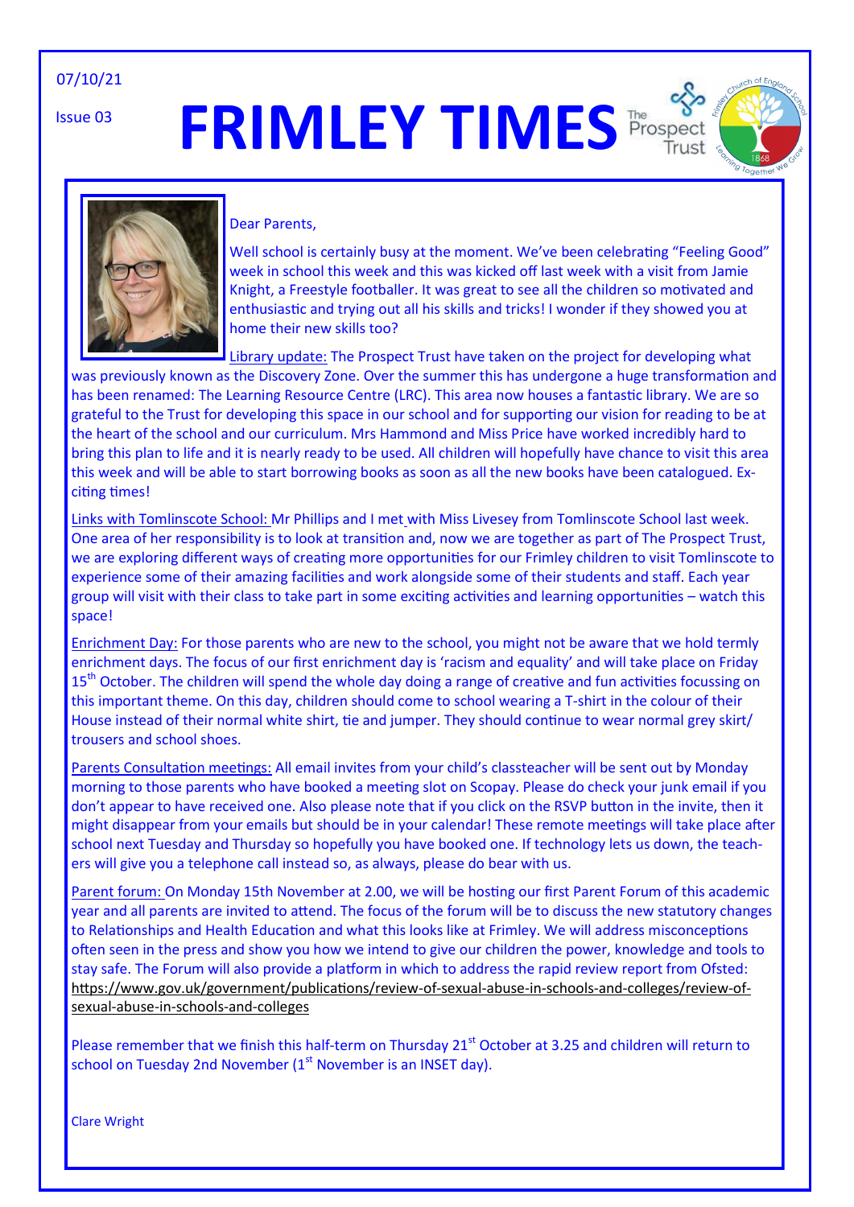07/10/21

Issue 03

# FRIMLEY TIMES

Dear Parents,

Well school is certainly busy at the moment. We've been celebrating "Feeling Good" week in school this week and this was kicked off last week with a visit from Jamie Knight, a Freestyle footballer. It was great to see all the children so motivated and enthusiastic and trying out all his skills and tricks! I wonder if they showed you at home their new skills too?

Library update: The Prospect Trust have taken on the project for developing what was previously known as the Discovery Zone. Over the summer this has undergone a huge transformation and has been renamed: The Learning Resource Centre (LRC). This area now houses a fantastic library. We are so grateful to the Trust for developing this space in our school and for supporting our vision for reading to be at the heart of the school and our curriculum. Mrs Hammond and Miss Price have worked incredibly hard to bring this plan to life and it is nearly ready to be used. All children will hopefully have chance to visit this area this week and will be able to start borrowing books as soon as all the new books have been catalogued. Exciting times!

Links with Tomlinscote School: Mr Phillips and I met with Miss Livesey from Tomlinscote School last week. One area of her responsibility is to look at transition and, now we are together as part of The Prospect Trust, we are exploring different ways of creating more opportunities for our Frimley children to visit Tomlinscote to experience some of their amazing facilities and work alongside some of their students and staff. Each year group will visit with their class to take part in some exciting activities and learning opportunities – watch this space!

Enrichment Day: For those parents who are new to the school, you might not be aware that we hold termly enrichment days. The focus of our first enrichment day is 'racism and equality' and will take place on Friday 15th October. The children will spend the whole day doing a range of creative and fun activities focussing on this important theme. On this day, children should come to school wearing a T-shirt in the colour of their House instead of their normal white shirt, tie and jumper. They should continue to wear normal grey skirt/ trousers and school shoes.

Parents Consultation meetings: All email invites from your child's classteacher will be sent out by Monday morning to those parents who have booked a meeting slot on Scopay. Please do check your junk email if you don't appear to have received one. Also please note that if you click on the RSVP button in the invite, then it might disappear from your emails but should be in your calendar! These remote meetings will take place after school next Tuesday and Thursday so hopefully you have booked one. If technology lets us down, the teachers will give you a telephone call instead so, as always, please do bear with us.

Parent forum: On Monday 15th November at 2.00, we will be hosting our first Parent Forum of this academic year and all parents are invited to attend. The focus of the forum will be to discuss the new statutory changes to Relationships and Health Education and what this looks like at Frimley. We will address misconceptions often seen in the press and show you how we intend to give our children the power, knowledge and tools to stay safe. The Forum will also provide a platform in which to address the rapid review report from Ofsted: https://www.gov.uk/government/publications/review-of-sexual-abuse-in-schools-and-colleges/review-of-sexual-abuse-in-schools-and-colleges

Please remember that we finish this half-term on Thursday 21st October at 3.25 and children will return to school on Tuesday 2nd November (1st November is an INSET day).

Clare Wright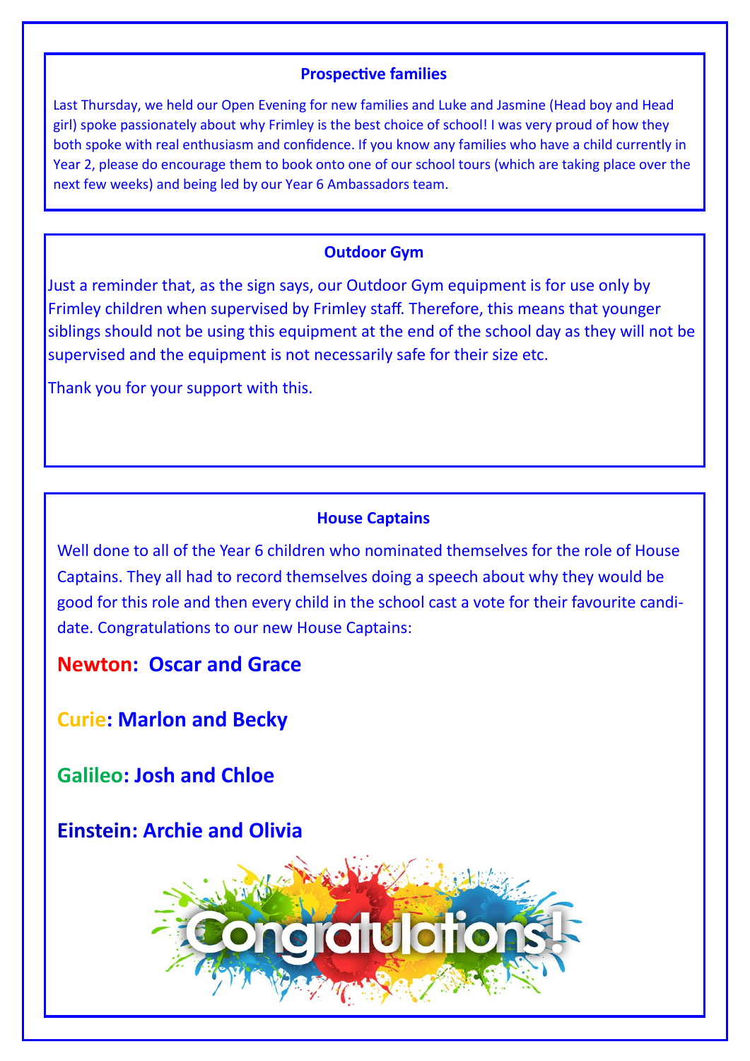## Prospective families

Last Thursday, we held our Open Evening for new families and Luke and Jasmine (Head boy and Head girl) spoke passionately about why Frimley is the best choice of school! I was very proud of how they both spoke with real enthusiasm and confidence. If you know any families who have a child currently in Year 2, please do encourage them to book onto one of our school tours (which are taking place over the next few weeks) and being led by our Year 6 Ambassadors team.

## Outdoor Gym

Just a reminder that, as the sign says, our Outdoor Gym equipment is for use only by Frimley children when supervised by Frimley staff. Therefore, this means that younger siblings should not be using this equipment at the end of the school day as they will not be supervised and the equipment is not necessarily safe for their size etc.

Thank you for your support with this.

## House Captains

Well done to all of the Year 6 children who nominated themselves for the role of House Captains. They all had to record themselves doing a speech about why they would be good for this role and then every child in the school cast a vote for their favourite candidate. Congratulations to our new House Captains:

**Newton: Oscar and Grace**

**Curie: Marlon and Becky**

**Galileo: Josh and Chloe**

**Einstein: Archie and Olivia**

Congratulations!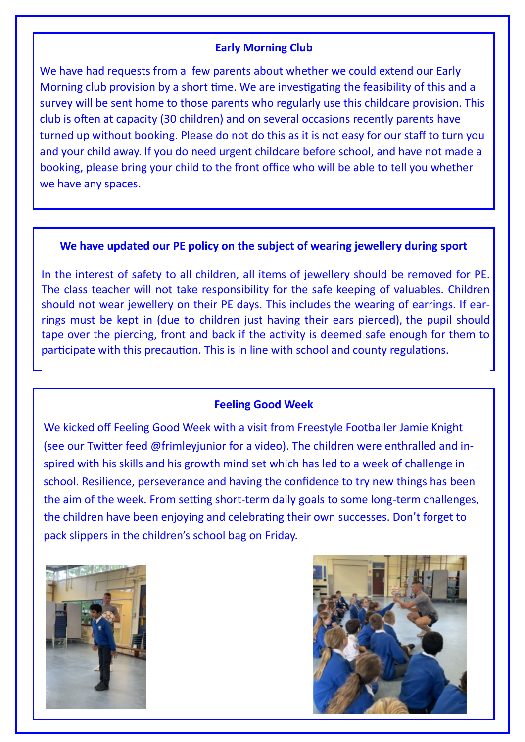## Early Morning Club

We have had requests from a few parents about whether we could extend our Early Morning club provision by a short time. We are investigating the feasibility of this and a survey will be sent home to those parents who regularly use this childcare provision. This club is often at capacity (30 children) and on several occasions recently parents have turned up without booking. Please do not do this as it is not easy for our staff to turn you and your child away. If you do need urgent childcare before school, and have not made a booking, please bring your child to the front office who will be able to tell you whether we have any spaces.

## We have updated our PE policy on the subject of wearing jewellery during sport

In the interest of safety to all children, all items of jewellery should be removed for PE. The class teacher will not take responsibility for the safe keeping of valuables. Children should not wear jewellery on their PE days. This includes the wearing of earrings. If earrings must be kept in (due to children just having their ears pierced), the pupil should tape over the piercing, front and back if the activity is deemed safe enough for them to participate with this precaution. This is in line with school and county regulations.

## Feeling Good Week

We kicked off Feeling Good Week with a visit from Freestyle Footballer Jamie Knight (see our Twitter feed @frimleyjunior for a video). The children were enthralled and inspired with his skills and his growth mind set which has led to a week of challenge in school. Resilience, perseverance and having the confidence to try new things has been the aim of the week. From setting short-term daily goals to some long-term challenges, the children have been enjoying and celebrating their own successes. Don't forget to pack slippers in the children's school bag on Friday.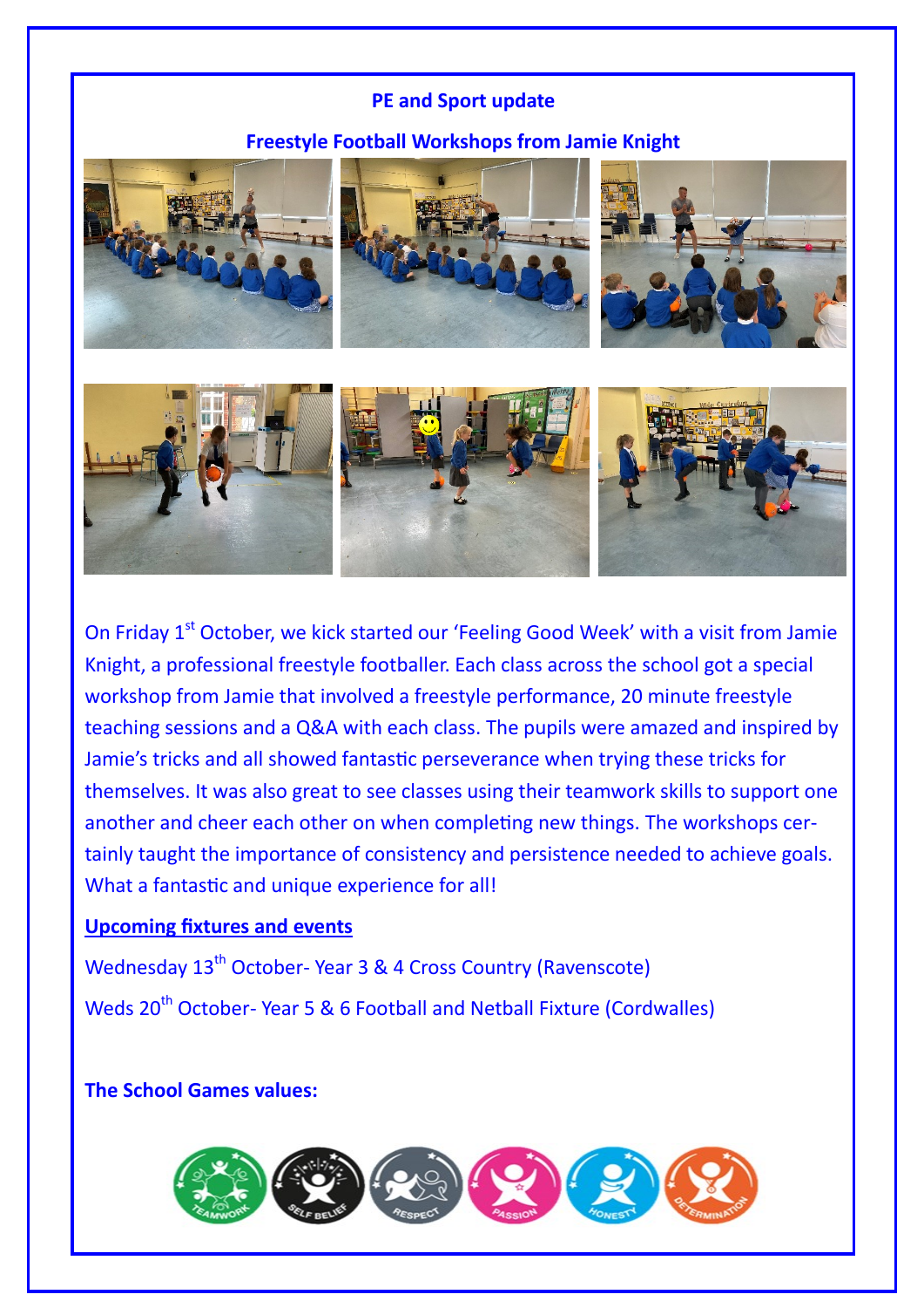## PE and Sport update

### Freestyle Football Workshops from Jamie Knight

On Friday 1st October, we kick started our 'Feeling Good Week' with a visit from Jamie Knight, a professional freestyle footballer. Each class across the school got a special workshop from Jamie that involved a freestyle performance, 20 minute freestyle teaching sessions and a Q&A with each class. The pupils were amazed and inspired by Jamie's tricks and all showed fantastic perseverance when trying these tricks for themselves. It was also great to see classes using their teamwork skills to support one another and cheer each other on when completing new things. The workshops certainly taught the importance of consistency and persistence needed to achieve goals. What a fantastic and unique experience for all!

**Upcoming fixtures and events**

Wednesday 13th October- Year 3 & 4 Cross Country (Ravenscote)

Weds 20th October- Year 5 & 6 Football and Netball Fixture (Cordwalles)

**The School Games values:**

TEAMWORK, SELF BELIEF, RESPECT, PASSION, HONESTY, DETERMINATION